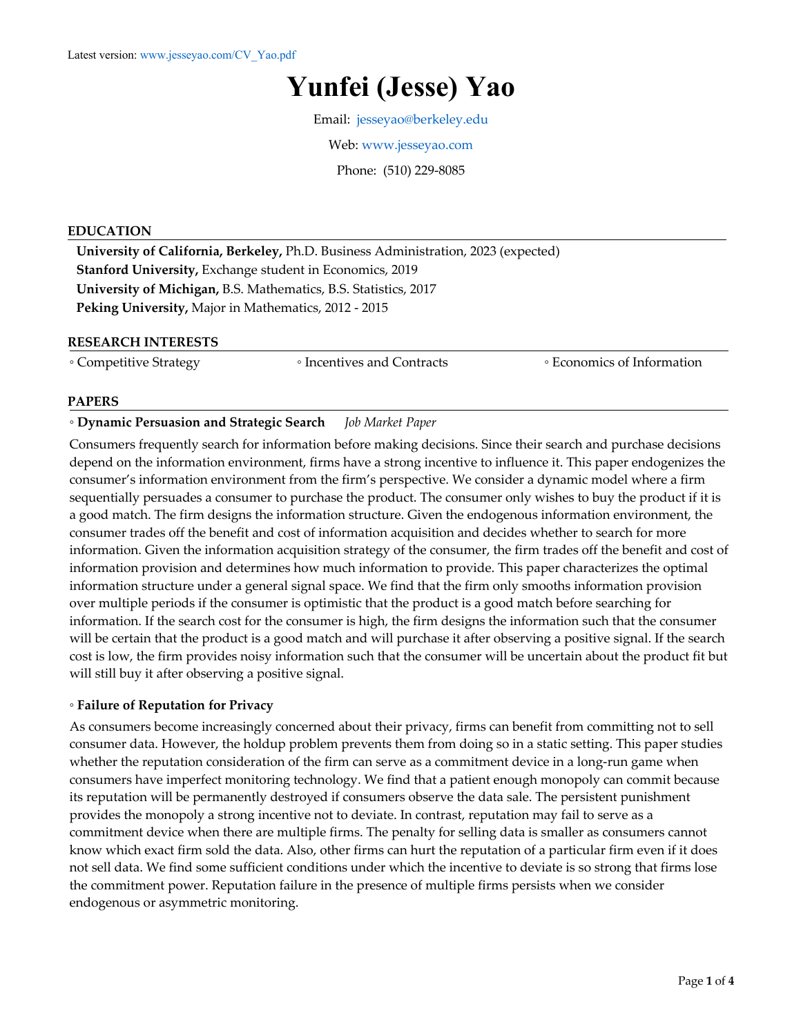Latest version: www.jesseyao.com/CV_Yao.pdf

# Yunfei (Jesse) Yao

Email: jesseyao@berkeley.edu

Web: www.jesseyao.com

Phone: (510) 229-8085

## EDUCATION

**University of California, Berkeley,** Ph.D. Business Administration, 2023 (expected)
**Stanford University,** Exchange student in Economics, 2019
**University of Michigan,** B.S. Mathematics, B.S. Statistics, 2017
**Peking University,** Major in Mathematics, 2012 - 2015

## RESEARCH INTERESTS

◦ Competitive Strategy ◦ Incentives and Contracts ◦ Economics of Information

## PAPERS

◦ **Dynamic Persuasion and Strategic Search** *Job Market Paper*

Consumers frequently search for information before making decisions. Since their search and purchase decisions depend on the information environment, firms have a strong incentive to influence it. This paper endogenizes the consumer's information environment from the firm's perspective. We consider a dynamic model where a firm sequentially persuades a consumer to purchase the product. The consumer only wishes to buy the product if it is a good match. The firm designs the information structure. Given the endogenous information environment, the consumer trades off the benefit and cost of information acquisition and decides whether to search for more information. Given the information acquisition strategy of the consumer, the firm trades off the benefit and cost of information provision and determines how much information to provide. This paper characterizes the optimal information structure under a general signal space. We find that the firm only smooths information provision over multiple periods if the consumer is optimistic that the product is a good match before searching for information. If the search cost for the consumer is high, the firm designs the information such that the consumer will be certain that the product is a good match and will purchase it after observing a positive signal. If the search cost is low, the firm provides noisy information such that the consumer will be uncertain about the product fit but will still buy it after observing a positive signal.

◦ **Failure of Reputation for Privacy**

As consumers become increasingly concerned about their privacy, firms can benefit from committing not to sell consumer data. However, the holdup problem prevents them from doing so in a static setting. This paper studies whether the reputation consideration of the firm can serve as a commitment device in a long-run game when consumers have imperfect monitoring technology. We find that a patient enough monopoly can commit because its reputation will be permanently destroyed if consumers observe the data sale. The persistent punishment provides the monopoly a strong incentive not to deviate. In contrast, reputation may fail to serve as a commitment device when there are multiple firms. The penalty for selling data is smaller as consumers cannot know which exact firm sold the data. Also, other firms can hurt the reputation of a particular firm even if it does not sell data. We find some sufficient conditions under which the incentive to deviate is so strong that firms lose the commitment power. Reputation failure in the presence of multiple firms persists when we consider endogenous or asymmetric monitoring.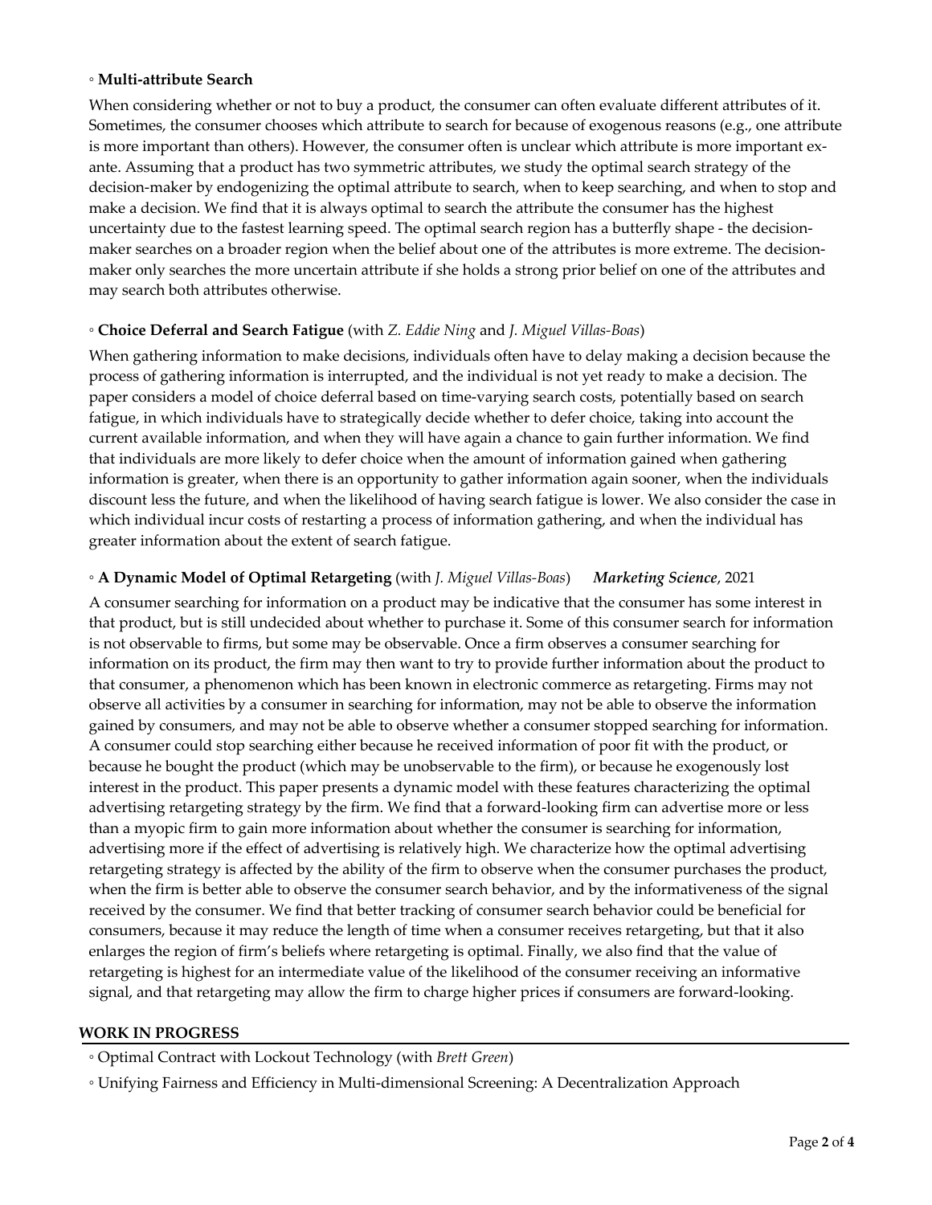◦ **Multi-attribute Search**

When considering whether or not to buy a product, the consumer can often evaluate different attributes of it. Sometimes, the consumer chooses which attribute to search for because of exogenous reasons (e.g., one attribute is more important than others). However, the consumer often is unclear which attribute is more important ex-ante. Assuming that a product has two symmetric attributes, we study the optimal search strategy of the decision-maker by endogenizing the optimal attribute to search, when to keep searching, and when to stop and make a decision. We find that it is always optimal to search the attribute the consumer has the highest uncertainty due to the fastest learning speed. The optimal search region has a butterfly shape - the decision-maker searches on a broader region when the belief about one of the attributes is more extreme. The decision-maker only searches the more uncertain attribute if she holds a strong prior belief on one of the attributes and may search both attributes otherwise.

◦ **Choice Deferral and Search Fatigue** (with *Z. Eddie Ning* and *J. Miguel Villas-Boas*)

When gathering information to make decisions, individuals often have to delay making a decision because the process of gathering information is interrupted, and the individual is not yet ready to make a decision. The paper considers a model of choice deferral based on time-varying search costs, potentially based on search fatigue, in which individuals have to strategically decide whether to defer choice, taking into account the current available information, and when they will have again a chance to gain further information. We find that individuals are more likely to defer choice when the amount of information gained when gathering information is greater, when there is an opportunity to gather information again sooner, when the individuals discount less the future, and when the likelihood of having search fatigue is lower. We also consider the case in which individual incur costs of restarting a process of information gathering, and when the individual has greater information about the extent of search fatigue.

◦ **A Dynamic Model of Optimal Retargeting** (with *J. Miguel Villas-Boas*) ***Marketing Science***, 2021

A consumer searching for information on a product may be indicative that the consumer has some interest in that product, but is still undecided about whether to purchase it. Some of this consumer search for information is not observable to firms, but some may be observable. Once a firm observes a consumer searching for information on its product, the firm may then want to try to provide further information about the product to that consumer, a phenomenon which has been known in electronic commerce as retargeting. Firms may not observe all activities by a consumer in searching for information, may not be able to observe the information gained by consumers, and may not be able to observe whether a consumer stopped searching for information. A consumer could stop searching either because he received information of poor fit with the product, or because he bought the product (which may be unobservable to the firm), or because he exogenously lost interest in the product. This paper presents a dynamic model with these features characterizing the optimal advertising retargeting strategy by the firm. We find that a forward-looking firm can advertise more or less than a myopic firm to gain more information about whether the consumer is searching for information, advertising more if the effect of advertising is relatively high. We characterize how the optimal advertising retargeting strategy is affected by the ability of the firm to observe when the consumer purchases the product, when the firm is better able to observe the consumer search behavior, and by the informativeness of the signal received by the consumer. We find that better tracking of consumer search behavior could be beneficial for consumers, because it may reduce the length of time when a consumer receives retargeting, but that it also enlarges the region of firm's beliefs where retargeting is optimal. Finally, we also find that the value of retargeting is highest for an intermediate value of the likelihood of the consumer receiving an informative signal, and that retargeting may allow the firm to charge higher prices if consumers are forward-looking.

## WORK IN PROGRESS

◦ Optimal Contract with Lockout Technology (with *Brett Green*)

◦ Unifying Fairness and Efficiency in Multi-dimensional Screening: A Decentralization Approach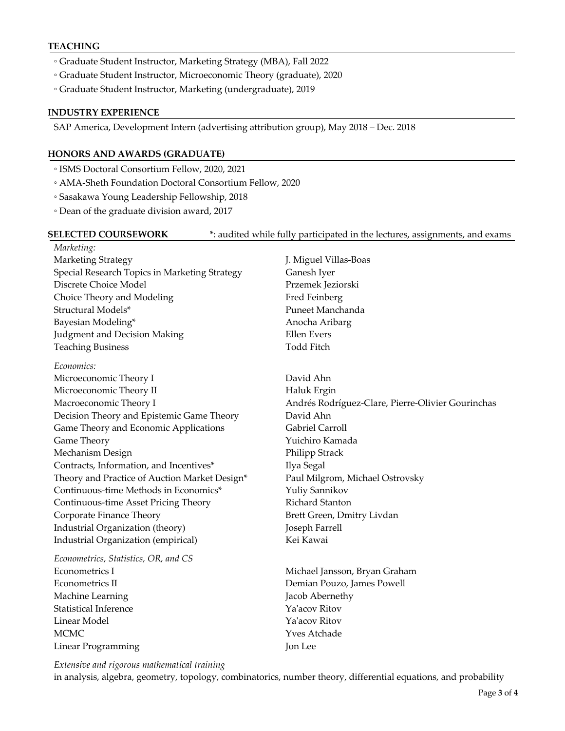## TEACHING

- Graduate Student Instructor, Marketing Strategy (MBA), Fall 2022
- Graduate Student Instructor, Microeconomic Theory (graduate), 2020
- Graduate Student Instructor, Marketing (undergraduate), 2019

## INDUSTRY EXPERIENCE

SAP America, Development Intern (advertising attribution group), May 2018 – Dec. 2018

## HONORS AND AWARDS (GRADUATE)

- ISMS Doctoral Consortium Fellow, 2020, 2021
- AMA-Sheth Foundation Doctoral Consortium Fellow, 2020
- Sasakawa Young Leadership Fellowship, 2018
- Dean of the graduate division award, 2017

## SELECTED COURSEWORK

*: audited while fully participated in the lectures, assignments, and exams

*Marketing:*

| Course | Instructor |
|---|---|
| Marketing Strategy | J. Miguel Villas-Boas |
| Special Research Topics in Marketing Strategy | Ganesh Iyer |
| Discrete Choice Model | Przemek Jeziorski |
| Choice Theory and Modeling | Fred Feinberg |
| Structural Models* | Puneet Manchanda |
| Bayesian Modeling* | Anocha Aribarg |
| Judgment and Decision Making | Ellen Evers |
| Teaching Business | Todd Fitch |

*Economics:*

| Course | Instructor |
|---|---|
| Microeconomic Theory I | David Ahn |
| Microeconomic Theory II | Haluk Ergin |
| Macroeconomic Theory I | Andrés Rodríguez-Clare, Pierre-Olivier Gourinchas |
| Decision Theory and Epistemic Game Theory | David Ahn |
| Game Theory and Economic Applications | Gabriel Carroll |
| Game Theory | Yuichiro Kamada |
| Mechanism Design | Philipp Strack |
| Contracts, Information, and Incentives* | Ilya Segal |
| Theory and Practice of Auction Market Design* | Paul Milgrom, Michael Ostrovsky |
| Continuous-time Methods in Economics* | Yuliy Sannikov |
| Continuous-time Asset Pricing Theory | Richard Stanton |
| Corporate Finance Theory | Brett Green, Dmitry Livdan |
| Industrial Organization (theory) | Joseph Farrell |
| Industrial Organization (empirical) | Kei Kawai |

*Econometrics, Statistics, OR, and CS*

| Course | Instructor |
|---|---|
| Econometrics I | Michael Jansson, Bryan Graham |
| Econometrics II | Demian Pouzo, James Powell |
| Machine Learning | Jacob Abernethy |
| Statistical Inference | Ya'acov Ritov |
| Linear Model | Ya'acov Ritov |
| MCMC | Yves Atchade |
| Linear Programming | Jon Lee |

*Extensive and rigorous mathematical training*

in analysis, algebra, geometry, topology, combinatorics, number theory, differential equations, and probability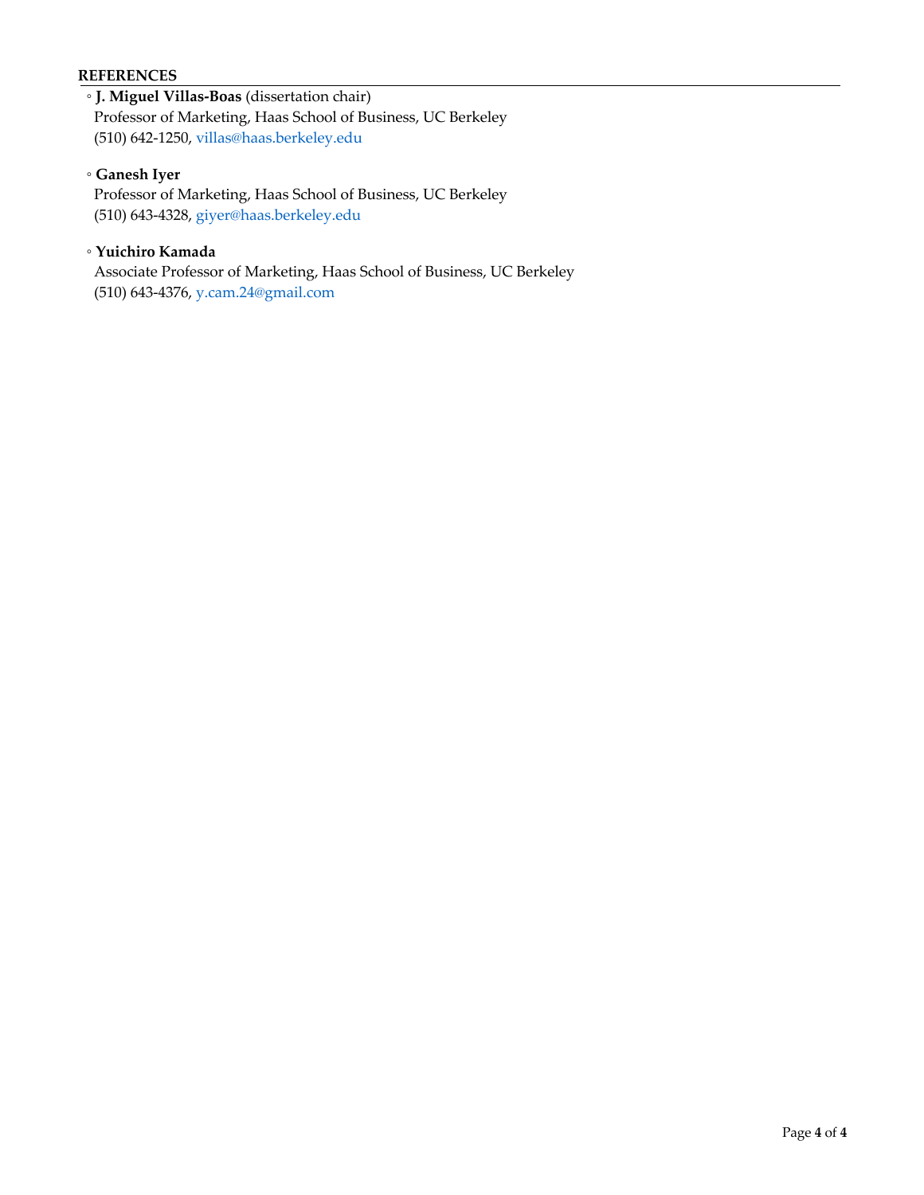## REFERENCES

- **J. Miguel Villas-Boas** (dissertation chair)
  Professor of Marketing, Haas School of Business, UC Berkeley
  (510) 642-1250, villas@haas.berkeley.edu

- **Ganesh Iyer**
  Professor of Marketing, Haas School of Business, UC Berkeley
  (510) 643-4328, giyer@haas.berkeley.edu

- **Yuichiro Kamada**
  Associate Professor of Marketing, Haas School of Business, UC Berkeley
  (510) 643-4376, y.cam.24@gmail.com